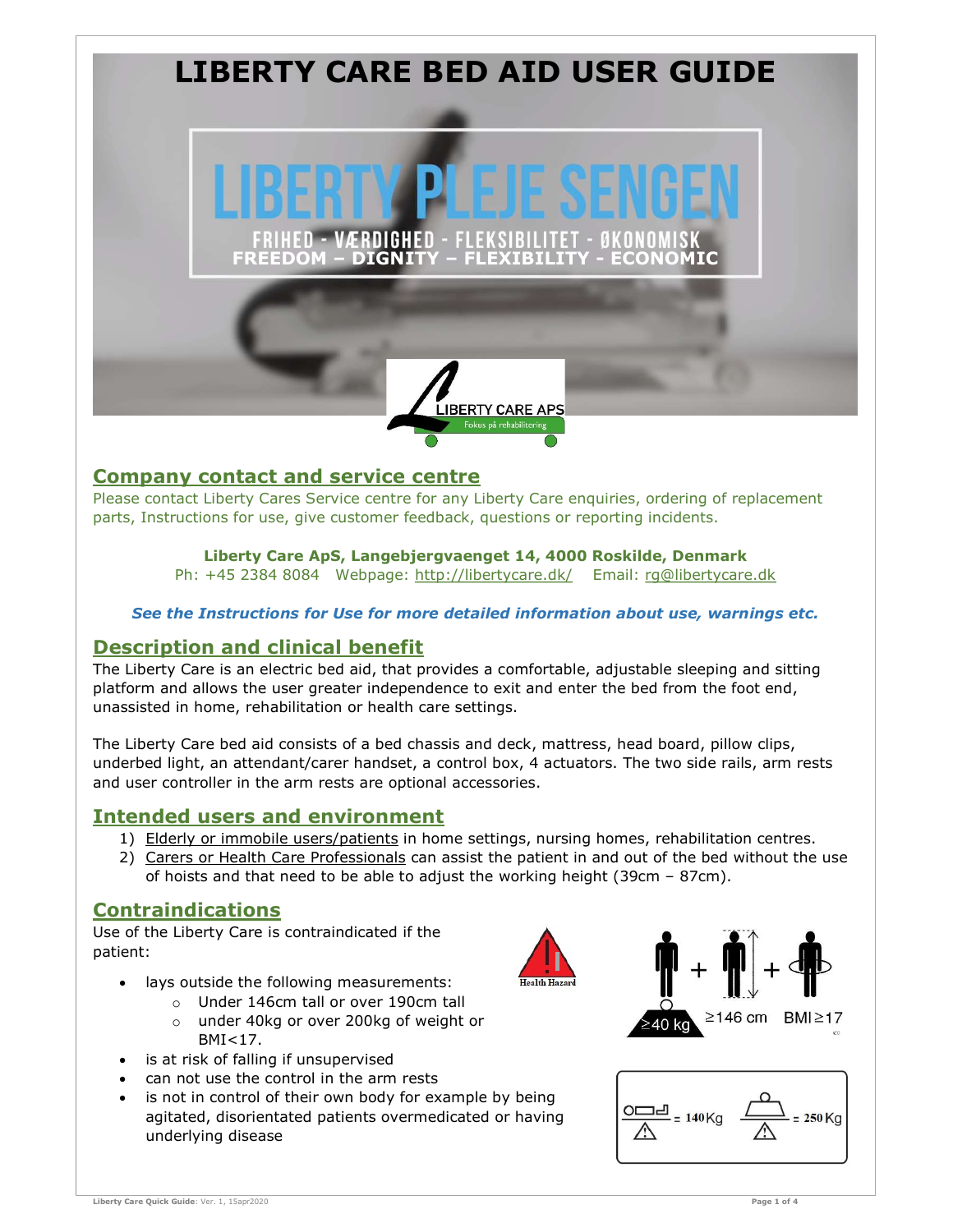# LIBERTY CARE BED AID USER GUIDE

LIBERTY PLEJE SENGEN

FRIHED - VÆRDIGHED - FLEKSIBILITET - ØKONOMISK
**FREEDOM – DIGNITY – FLEXIBILITY - ECONOMIC**

LIBERTY CARE APS
Fokus på rehabilitering

## Company contact and service centre

Please contact Liberty Cares Service centre for any Liberty Care enquiries, ordering of replacement parts, Instructions for use, give customer feedback, questions or reporting incidents.

**Liberty Care ApS, Langebjergvaenget 14, 4000 Roskilde, Denmark**
Ph: +45 2384 8084 Webpage: http://libertycare.dk/ Email: rg@libertycare.dk

***See the Instructions for Use for more detailed information about use, warnings etc.***

## Description and clinical benefit

The Liberty Care is an electric bed aid, that provides a comfortable, adjustable sleeping and sitting platform and allows the user greater independence to exit and enter the bed from the foot end, unassisted in home, rehabilitation or health care settings.

The Liberty Care bed aid consists of a bed chassis and deck, mattress, head board, pillow clips, underbed light, an attendant/carer handset, a control box, 4 actuators. The two side rails, arm rests and user controller in the arm rests are optional accessories.

## Intended users and environment

1) Elderly or immobile users/patients in home settings, nursing homes, rehabilitation centres.
2) Carers or Health Care Professionals can assist the patient in and out of the bed without the use of hoists and that need to be able to adjust the working height (39cm – 87cm).

## Contraindications

Use of the Liberty Care is contraindicated if the patient:

- lays outside the following measurements:
  - Under 146cm tall or over 190cm tall
  - under 40kg or over 200kg of weight or BMI<17.
- is at risk of falling if unsupervised
- can not use the control in the arm rests
- is not in control of their own body for example by being agitated, disorientated patients overmedicated or having underlying disease

Health Hazard

≥40 kg + ≥146 cm + BMI ≥17

= 140 Kg = 250 Kg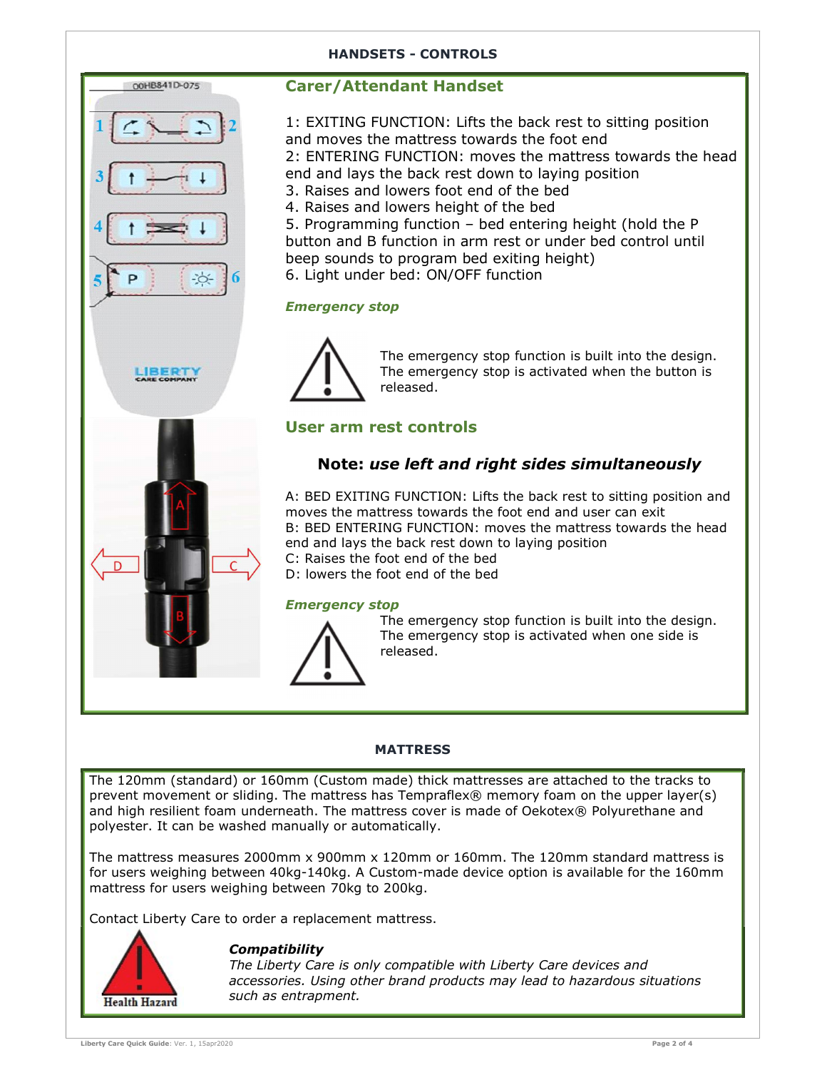# HANDSETS - CONTROLS

## Carer/Attendant Handset

1: EXITING FUNCTION: Lifts the back rest to sitting position and moves the mattress towards the foot end
2: ENTERING FUNCTION: moves the mattress towards the head end and lays the back rest down to laying position
3. Raises and lowers foot end of the bed
4. Raises and lowers height of the bed
5. Programming function – bed entering height (hold the P button and B function in arm rest or under bed control until beep sounds to program bed exiting height)
6. Light under bed: ON/OFF function

### *Emergency stop*

The emergency stop function is built into the design. The emergency stop is activated when the button is released.

## User arm rest controls

**Note:** ***use left and right sides simultaneously***

A: BED EXITING FUNCTION: Lifts the back rest to sitting position and moves the mattress towards the foot end and user can exit
B: BED ENTERING FUNCTION: moves the mattress towards the head end and lays the back rest down to laying position
C: Raises the foot end of the bed
D: lowers the foot end of the bed

### *Emergency stop*

The emergency stop function is built into the design. The emergency stop is activated when one side is released.

# MATTRESS

The 120mm (standard) or 160mm (Custom made) thick mattresses are attached to the tracks to prevent movement or sliding. The mattress has Tempraflex® memory foam on the upper layer(s) and high resilient foam underneath. The mattress cover is made of Oekotex® Polyurethane and polyester. It can be washed manually or automatically.

The mattress measures 2000mm x 900mm x 120mm or 160mm. The 120mm standard mattress is for users weighing between 40kg-140kg. A Custom-made device option is available for the 160mm mattress for users weighing between 70kg to 200kg.

Contact Liberty Care to order a replacement mattress.

Health Hazard

***Compatibility***
*The Liberty Care is only compatible with Liberty Care devices and accessories. Using other brand products may lead to hazardous situations such as entrapment.*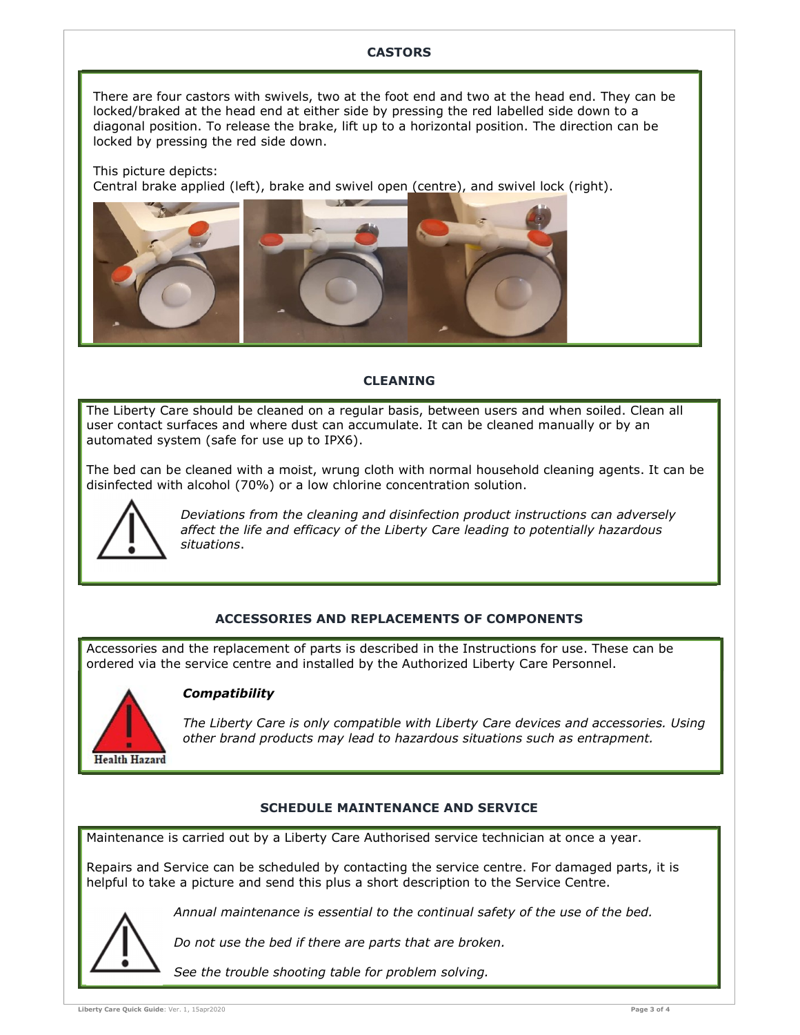## CASTORS

There are four castors with swivels, two at the foot end and two at the head end. They can be locked/braked at the head end at either side by pressing the red labelled side down to a diagonal position. To release the brake, lift up to a horizontal position. The direction can be locked by pressing the red side down.

This picture depicts:
Central brake applied (left), brake and swivel open (centre), and swivel lock (right).

## CLEANING

The Liberty Care should be cleaned on a regular basis, between users and when soiled. Clean all user contact surfaces and where dust can accumulate. It can be cleaned manually or by an automated system (safe for use up to IPX6).

The bed can be cleaned with a moist, wrung cloth with normal household cleaning agents. It can be disinfected with alcohol (70%) or a low chlorine concentration solution.

*Deviations from the cleaning and disinfection product instructions can adversely affect the life and efficacy of the Liberty Care leading to potentially hazardous situations*.

## ACCESSORIES AND REPLACEMENTS OF COMPONENTS

Accessories and the replacement of parts is described in the Instructions for use. These can be ordered via the service centre and installed by the Authorized Liberty Care Personnel.

Health Hazard

***Compatibility***

*The Liberty Care is only compatible with Liberty Care devices and accessories. Using other brand products may lead to hazardous situations such as entrapment.*

## SCHEDULE MAINTENANCE AND SERVICE

Maintenance is carried out by a Liberty Care Authorised service technician at once a year.

Repairs and Service can be scheduled by contacting the service centre. For damaged parts, it is helpful to take a picture and send this plus a short description to the Service Centre.

*Annual maintenance is essential to the continual safety of the use of the bed.*

*Do not use the bed if there are parts that are broken.*

*See the trouble shooting table for problem solving.*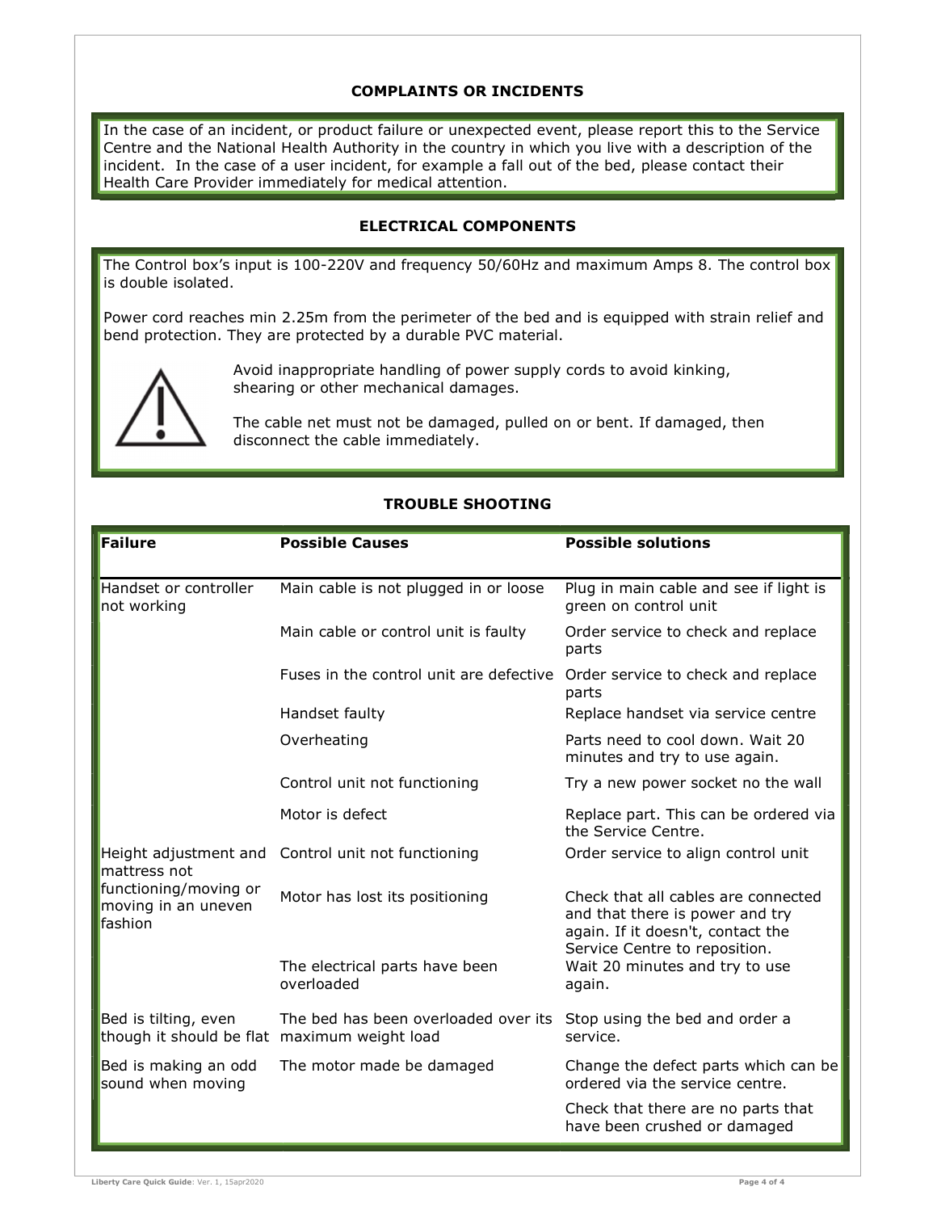## COMPLAINTS OR INCIDENTS

In the case of an incident, or product failure or unexpected event, please report this to the Service Centre and the National Health Authority in the country in which you live with a description of the incident. In the case of a user incident, for example a fall out of the bed, please contact their Health Care Provider immediately for medical attention.

## ELECTRICAL COMPONENTS

The Control box's input is 100-220V and frequency 50/60Hz and maximum Amps 8. The control box is double isolated.

Power cord reaches min 2.25m from the perimeter of the bed and is equipped with strain relief and bend protection. They are protected by a durable PVC material.

Avoid inappropriate handling of power supply cords to avoid kinking, shearing or other mechanical damages.

The cable net must not be damaged, pulled on or bent. If damaged, then disconnect the cable immediately.

## TROUBLE SHOOTING

| Failure | Possible Causes | Possible solutions |
|---|---|---|
| Handset or controller not working | Main cable is not plugged in or loose | Plug in main cable and see if light is green on control unit |
| | Main cable or control unit is faulty | Order service to check and replace parts |
| | Fuses in the control unit are defective | Order service to check and replace parts |
| | Handset faulty | Replace handset via service centre |
| | Overheating | Parts need to cool down. Wait 20 minutes and try to use again. |
| | Control unit not functioning | Try a new power socket no the wall |
| | Motor is defect | Replace part. This can be ordered via the Service Centre. |
| Height adjustment and mattress not functioning/moving or moving in an uneven fashion | Control unit not functioning | Order service to align control unit |
| | Motor has lost its positioning | Check that all cables are connected and that there is power and try again. If it doesn't, contact the Service Centre to reposition. |
| | The electrical parts have been overloaded | Wait 20 minutes and try to use again. |
| Bed is tilting, even though it should be flat | The bed has been overloaded over its maximum weight load | Stop using the bed and order a service. |
| Bed is making an odd sound when moving | The motor made be damaged | Change the defect parts which can be ordered via the service centre. |
| | | Check that there are no parts that have been crushed or damaged |